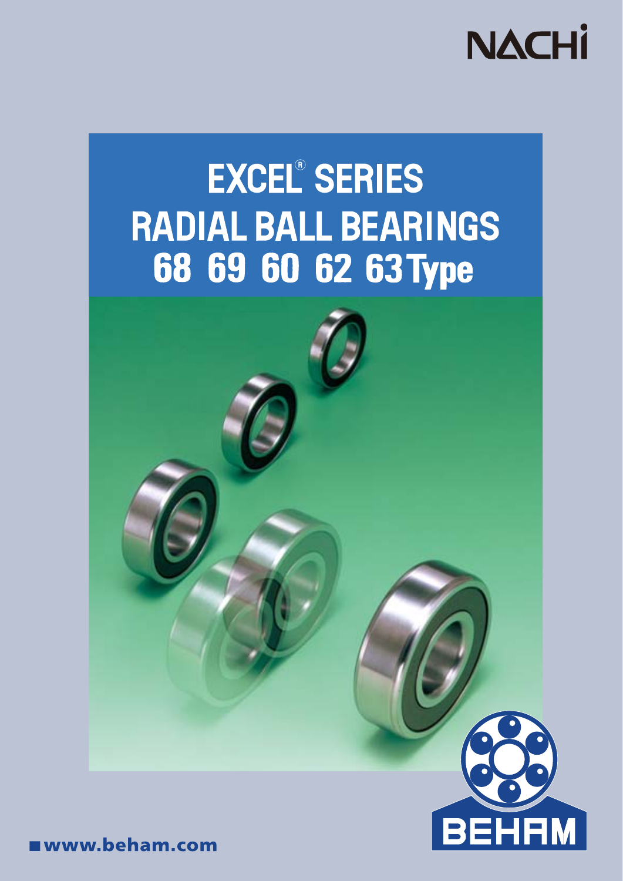NACHI

# EXCEL® SERIES
# RADIAL BALL BEARINGS
# 68 69 60 62 63 Type

BEHAM

www.beham.com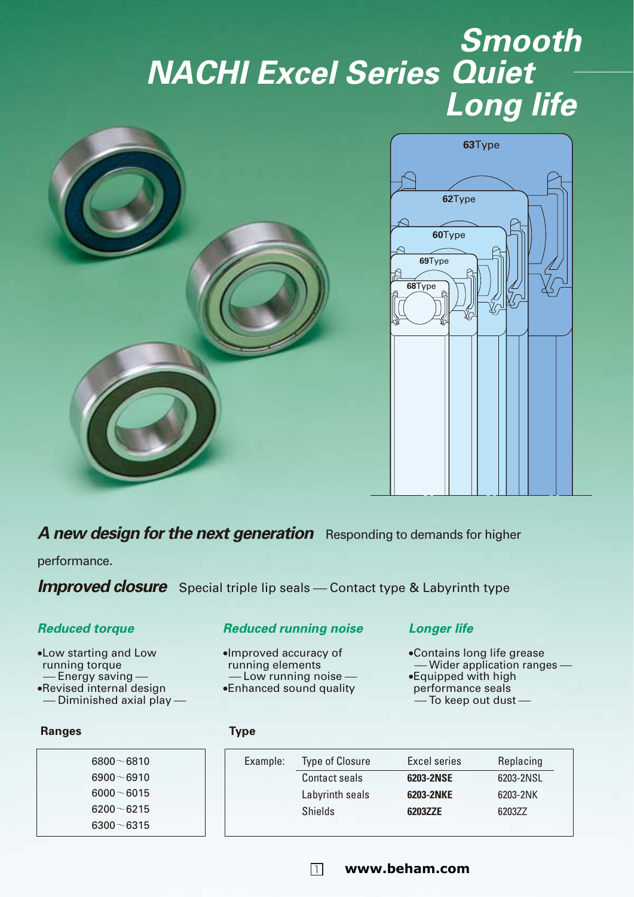# NACHI Excel Series Smooth Quiet Long life

63Type

62Type

60Type

69Type

68Type

***A new design for the next generation*** Responding to demands for higher performance.

***Improved closure*** Special triple lip seals — Contact type & Labyrinth type

### *Reduced torque*

- Low starting and Low running torque
  — Energy saving —
- Revised internal design
  — Diminished axial play —

### *Reduced running noise*

- Improved accuracy of running elements
  — Low running noise —
- Enhanced sound quality

### *Longer life*

- Contains long life grease
  — Wider application ranges —
- Equipped with high performance seals
  — To keep out dust —

**Ranges**

| |
|---|
| 6800～6810 |
| 6900～6910 |
| 6000～6015 |
| 6200～6215 |
| 6300～6315 |

**Type**

| Example: | Type of Closure | Excel series | Replacing |
|---|---|---|---|
| | Contact seals | **6203-2NSE** | 6203-2NSL |
| | Labyrinth seals | **6203-2NKE** | 6203-2NK |
| | Shields | **6203ZZE** | 6203ZZ |

**www.beham.com**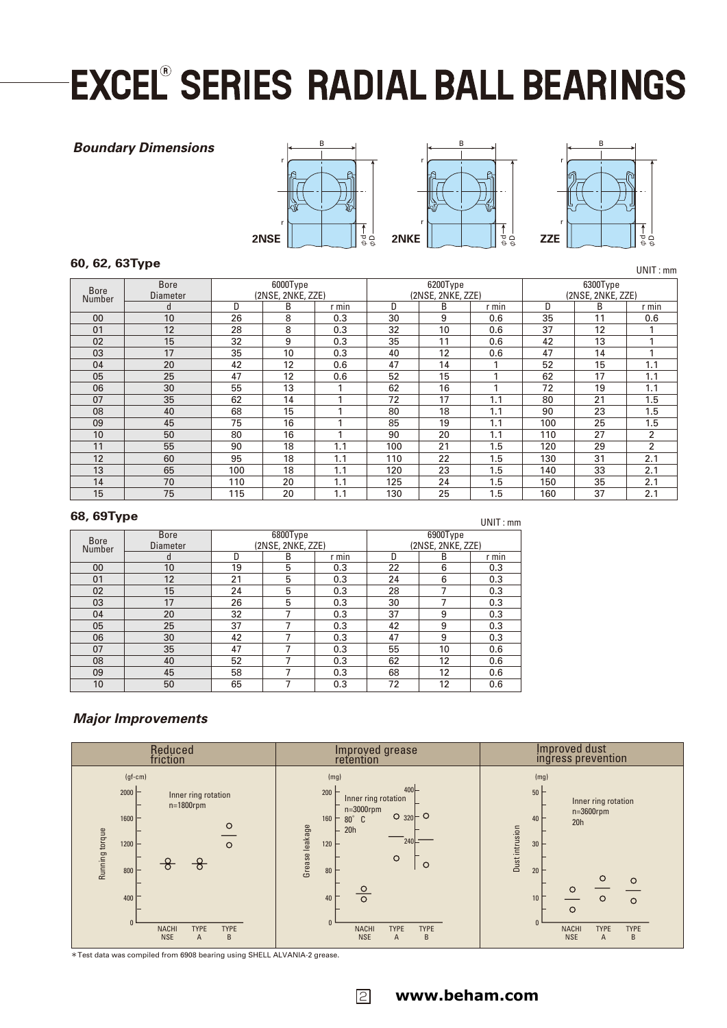# EXCEL® SERIES RADIAL BALL BEARINGS

## *Boundary Dimensions*

2NSE 2NKE ZZE

### 60, 62, 63Type

UNIT : mm

| Bore Number | Bore Diameter | 6000Type (2NSE, 2NKE, ZZE) | | | 6200Type (2NSE, 2NKE, ZZE) | | | 6300Type (2NSE, 2NKE, ZZE) | | |
|---|---|---|---|---|---|---|---|---|---|---|
| | d | D | B | r min | D | B | r min | D | B | r min |
| 00 | 10 | 26 | 8 | 0.3 | 30 | 9 | 0.6 | 35 | 11 | 0.6 |
| 01 | 12 | 28 | 8 | 0.3 | 32 | 10 | 0.6 | 37 | 12 | 1 |
| 02 | 15 | 32 | 9 | 0.3 | 35 | 11 | 0.6 | 42 | 13 | 1 |
| 03 | 17 | 35 | 10 | 0.3 | 40 | 12 | 0.6 | 47 | 14 | 1 |
| 04 | 20 | 42 | 12 | 0.6 | 47 | 14 | 1 | 52 | 15 | 1.1 |
| 05 | 25 | 47 | 12 | 0.6 | 52 | 15 | 1 | 62 | 17 | 1.1 |
| 06 | 30 | 55 | 13 | 1 | 62 | 16 | 1 | 72 | 19 | 1.1 |
| 07 | 35 | 62 | 14 | 1 | 72 | 17 | 1.1 | 80 | 21 | 1.5 |
| 08 | 40 | 68 | 15 | 1 | 80 | 18 | 1.1 | 90 | 23 | 1.5 |
| 09 | 45 | 75 | 16 | 1 | 85 | 19 | 1.1 | 100 | 25 | 1.5 |
| 10 | 50 | 80 | 16 | 1 | 90 | 20 | 1.1 | 110 | 27 | 2 |
| 11 | 55 | 90 | 18 | 1.1 | 100 | 21 | 1.5 | 120 | 29 | 2 |
| 12 | 60 | 95 | 18 | 1.1 | 110 | 22 | 1.5 | 130 | 31 | 2.1 |
| 13 | 65 | 100 | 18 | 1.1 | 120 | 23 | 1.5 | 140 | 33 | 2.1 |
| 14 | 70 | 110 | 20 | 1.1 | 125 | 24 | 1.5 | 150 | 35 | 2.1 |
| 15 | 75 | 115 | 20 | 1.1 | 130 | 25 | 1.5 | 160 | 37 | 2.1 |

### 68, 69Type

UNIT : mm

| Bore Number | Bore Diameter | 6800Type (2NSE, 2NKE, ZZE) | | | 6900Type (2NSE, 2NKE, ZZE) | | |
|---|---|---|---|---|---|---|---|
| | d | D | B | r min | D | B | r min |
| 00 | 10 | 19 | 5 | 0.3 | 22 | 6 | 0.3 |
| 01 | 12 | 21 | 5 | 0.3 | 24 | 6 | 0.3 |
| 02 | 15 | 24 | 5 | 0.3 | 28 | 7 | 0.3 |
| 03 | 17 | 26 | 5 | 0.3 | 30 | 7 | 0.3 |
| 04 | 20 | 32 | 7 | 0.3 | 37 | 9 | 0.3 |
| 05 | 25 | 37 | 7 | 0.3 | 42 | 9 | 0.3 |
| 06 | 30 | 42 | 7 | 0.3 | 47 | 9 | 0.3 |
| 07 | 35 | 47 | 7 | 0.3 | 55 | 10 | 0.6 |
| 08 | 40 | 52 | 7 | 0.3 | 62 | 12 | 0.6 |
| 09 | 45 | 58 | 7 | 0.3 | 68 | 12 | 0.6 |
| 10 | 50 | 65 | 7 | 0.3 | 72 | 12 | 0.6 |

## *Major Improvements*

| Reduced friction | Improved grease retention | Improved dust ingress prevention |
|---|---|---|
| Running torque (gf-cm); Inner ring rotation n=1800rpm; NACHI NSE, TYPE A, TYPE B | Grease leakage (mg); Inner ring rotation n=3000rpm 80° C 20h; NACHI NSE, TYPE A, TYPE B | Dust intrusion (mg); Inner ring rotation n=3600rpm 20h; NACHI NSE, TYPE A, TYPE B |

*Test data was compiled from 6908 bearing using SHELL ALVANIA-2 grease.

www.beham.com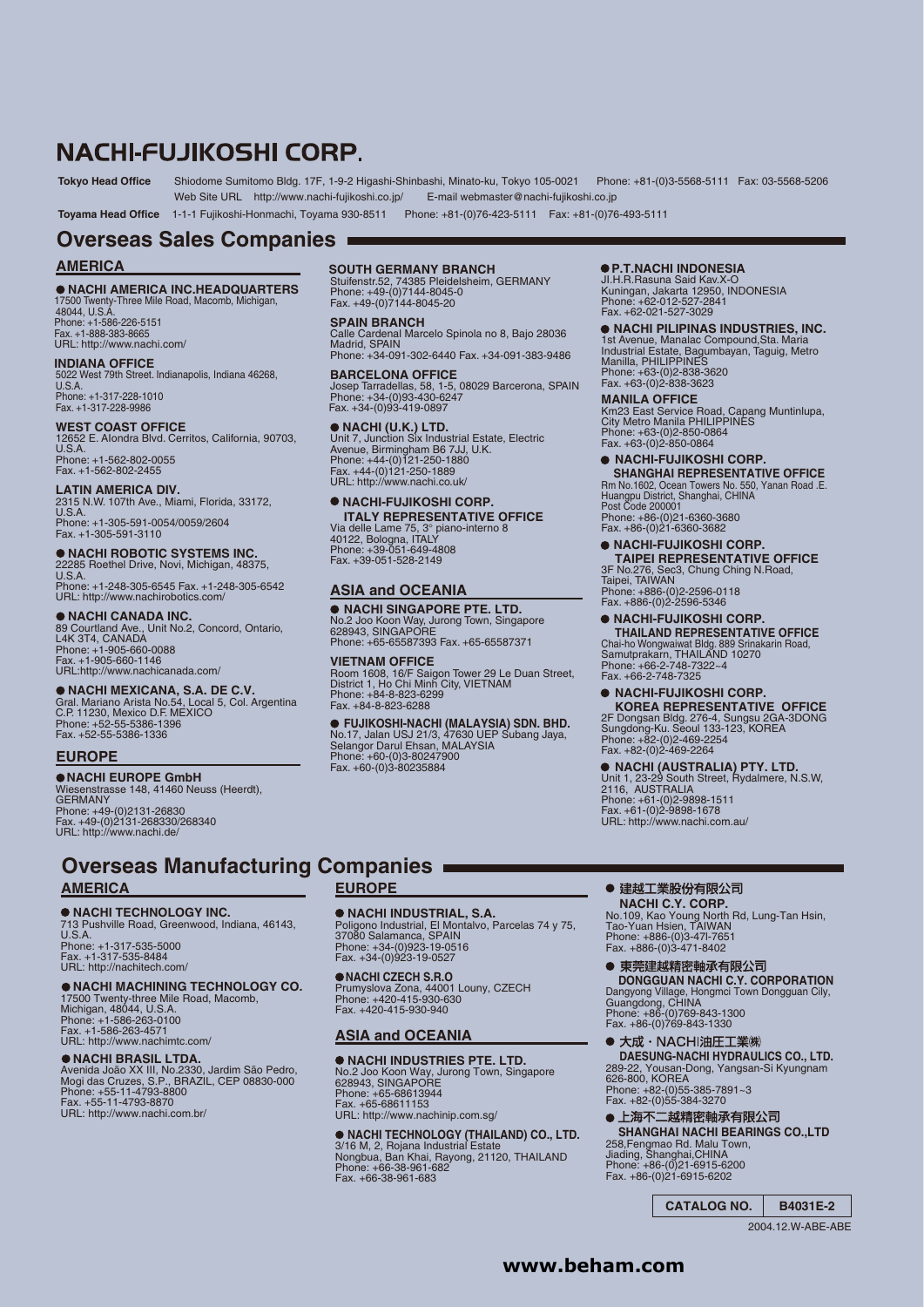# NACHI-FUJIKOSHI CORP.

**Tokyo Head Office** Shiodome Sumitomo Bldg. 17F, 1-9-2 Higashi-Shinbashi, Minato-ku, Tokyo 105-0021 Phone: +81-(0)3-5568-5111 Fax: 03-5568-5206
Web Site URL http://www.nachi-fujikoshi.co.jp/ E-mail webmaster@nachi-fujikoshi.co.jp

**Toyama Head Office** 1-1-1 Fujikoshi-Honmachi, Toyama 930-8511 Phone: +81-(0)76-423-5111 Fax: +81-(0)76-493-5111

## Overseas Sales Companies

### AMERICA

**● NACHI AMERICA INC.HEADQUARTERS**
17500 Twenty-Three Mile Road, Macomb, Michigan, 48044, U.S.A.
Phone: +1-586-226-5151
Fax. +1-888-383-8665
URL: http://www.nachi.com/

**INDIANA OFFICE**
5022 West 79th Street. Indianapolis, Indiana 46268, U.S.A.
Phone: +1-317-228-1010
Fax. +1-317-228-9986

**WEST COAST OFFICE**
12652 E. Alondra Blvd. Cerritos, California, 90703, U.S.A.
Phone: +1-562-802-0055
Fax. +1-562-802-2455

**LATIN AMERICA DIV.**
2315 N.W. 107th Ave., Miami, Florida, 33172, U.S.A.
Phone: +1-305-591-0054/0059/2604
Fax. +1-305-591-3110

**● NACHI ROBOTIC SYSTEMS INC.**
22285 Roethel Drive, Novi, Michigan, 48375, U.S.A.
Phone: +1-248-305-6545 Fax. +1-248-305-6542
URL: http://www.nachirobotics.com/

**● NACHI CANADA INC.**
89 Courtland Ave., Unit No.2, Concord, Ontario, L4K 3T4, CANADA
Phone: +1-905-660-0088
Fax. +1-905-660-1146
URL:http://www.nachicanada.com/

**● NACHI MEXICANA, S.A. DE C.V.**
Gral. Mariano Arista No.54, Local 5, Col. Argentina C.P. 11230, Mexico D.F. MEXICO
Phone: +52-55-5386-1396
Fax. +52-55-5386-1336

### EUROPE

**● NACHI EUROPE GmbH**
Wiesenstrasse 148, 41460 Neuss (Heerdt), GERMANY
Phone: +49-(0)2131-26830
Fax. +49-(0)2131-268330/268340
URL: http://www.nachi.de/

**SOUTH GERMANY BRANCH**
Stuifenstr.52, 74385 Pleidelsheim, GERMANY
Phone: +49-(0)7144-8045-0
Fax. +49-(0)7144-8045-20

**SPAIN BRANCH**
Calle Cardenal Marcelo Spinola no 8, Bajo 28036 Madrid, SPAIN
Phone: +34-091-302-6440 Fax. +34-091-383-9486

**BARCELONA OFFICE**
Josep Tarradellas, 58, 1-5, 08029 Barcerona, SPAIN
Phone: +34-(0)93-430-6247
Fax. +34-(0)93-419-0897

**● NACHI (U.K.) LTD.**
Unit 7, Junction Six Industrial Estate, Electric Avenue, Birmingham B6 7JJ, U.K.
Phone: +44-(0)121-250-1880
Fax. +44-(0)121-250-1889
URL: http://www.nachi.co.uk/

**● NACHI-FUJIKOSHI CORP. ITALY REPRESENTATIVE OFFICE**
Via delle Lame 75, 3° piano-interno 8
40122, Bologna, ITALY
Phone: +39-051-649-4808
Fax. +39-051-528-2149

### ASIA and OCEANIA

**● NACHI SINGAPORE PTE. LTD.**
No.2 Joo Koon Way, Jurong Town, Singapore 628943, SINGAPORE
Phone: +65-65587393 Fax. +65-65587371

**VIETNAM OFFICE**
Room 1608, 16/F Saigon Tower 29 Le Duan Street, District 1, Ho Chi Minh City, VIETNAM
Phone: +84-8-823-6299
Fax. +84-8-823-6288

**● FUJIKOSHI-NACHI (MALAYSIA) SDN. BHD.**
No.17, Jalan USJ 21/3, 47630 UEP Subang Jaya, Selangor Darul Ehsan, MALAYSIA
Phone: +60-(0)3-80247900
Fax. +60-(0)3-80235884

**● P.T.NACHI INDONESIA**
Jl.H.R.Rasuna Said Kav.X-O
Kuningan, Jakarta 12950, INDONESIA
Phone: +62-012-527-2841
Fax. +62-021-527-3029

**● NACHI PILIPINAS INDUSTRIES, INC.**
1st Avenue, Manalac Compound,Sta. Maria Industrial Estate, Bagumbayan, Taguig, Metro Manilla, PHILIPPINES
Phone: +63-(0)2-838-3620
Fax. +63-(0)2-838-3623

**MANILA OFFICE**
Km23 East Service Road, Capang Muntinlupa, City Metro Manila PHILIPPINES
Phone: +63-(0)2-850-0864
Fax. +63-(0)2-850-0864

**● NACHI-FUJIKOSHI CORP. SHANGHAI REPRESENTATIVE OFFICE**
Rm No.1602, Ocean Towers No. 550, Yanan Road .E. Huangpu District, Shanghai, CHINA
Post Code 200001
Phone: +86-(0)21-6360-3680
Fax. +86-(0)21-6360-3682

**● NACHI-FUJIKOSHI CORP. TAIPEI REPRESENTATIVE OFFICE**
3F No.276, Sec3, Chung Ching N.Road, Taipei, TAIWAN
Phone: +886-(0)2-2596-0118
Fax. +886-(0)2-2596-5346

**● NACHI-FUJIKOSHI CORP. THAILAND REPRESENTATIVE OFFICE**
Chai-ho Wongwaiwat Bldg. 889 Srinakarin Road, Samutprakarn, THAILAND 10270
Phone: +66-2-748-7322~4
Fax. +66-2-748-7325

**● NACHI-FUJIKOSHI CORP. KOREA REPRESENTATIVE OFFICE**
2F Dongsan Bldg. 276-4, Sungsu 2GA-3DONG Sungdong-Ku. Seoul 133-123, KOREA
Phone: +82-(0)2-469-2254
Fax. +82-(0)2-469-2264

**● NACHI (AUSTRALIA) PTY. LTD.**
Unit 1, 23-29 South Street, Rydalmere, N.S.W, 2116, AUSTRALIA
Phone: +61-(0)2-9898-1511
Fax. +61-(0)2-9898-1678
URL: http://www.nachi.com.au/

## Overseas Manufacturing Companies

### AMERICA

**● NACHI TECHNOLOGY INC.**
713 Pushville Road, Greenwood, Indiana, 46143, U.S.A.
Phone: +1-317-535-5000
Fax. +1-317-535-8484
URL: http://nachitech.com/

**● NACHI MACHINING TECHNOLOGY CO.**
17500 Twenty-three Mile Road, Macomb, Michigan, 48044, U.S.A.
Phone: +1-586-263-0100
Fax. +1-586-263-4571
URL: http://www.nachimtc.com/

**● NACHI BRASIL LTDA.**
Avenida João XX III, No.2330, Jardim São Pedro, Mogi das Cruzes, S.P., BRAZIL, CEP 08830-000
Phone: +55-11-4793-8800
Fax. +55-11-4793-8870
URL: http://www.nachi.com.br/

### EUROPE

**● NACHI INDUSTRIAL, S.A.**
Poligono Industrial, El Montalvo, Parcelas 74 y 75, 37080 Salamanca, SPAIN
Phone: +34-(0)923-19-0516
Fax. +34-(0)923-19-0527

**● NACHI CZECH S.R.O**
Prumyslova Zona, 44001 Louny, CZECH
Phone: +420-415-930-630
Fax. +420-415-930-940

### ASIA and OCEANIA

**● NACHI INDUSTRIES PTE. LTD.**
No.2 Joo Koon Way, Jurong Town, Singapore 628943, SINGAPORE
Phone: +65-68613944
Fax. +65-68611153
URL: http://www.nachinip.com.sg/

**● NACHI TECHNOLOGY (THAILAND) CO., LTD.**
3/16 M, 2, Rojana Industrial Estate
Nongbua, Ban Khai, Rayong, 21120, THAILAND
Phone: +66-38-961-682
Fax. +66-38-961-683

**● 建越工業股份有限公司 NACHI C.Y. CORP.**
No.109, Kao Young North Rd, Lung-Tan Hsin, Tao-Yuan Hsien, TAIWAN
Phone: +886-(0)3-471-7651
Fax. +886-(0)3-471-8402

**● 東莞建越精密軸承有限公司 DONGGUAN NACHI C.Y. CORPORATION**
Dangyong Village, Hongmci Town Dongguan Cily, Guangdong, CHINA
Phone: +86-(0)769-843-1300
Fax. +86-(0)769-843-1330

**● 大成・NACHI油圧工業㈱ DAESUNG-NACHI HYDRAULICS CO., LTD.**
289-22, Yousan-Dong, Yangsan-Si Kyungnam 626-800, KOREA
Phone: +82-(0)55-385-7891~3
Fax. +82-(0)55-384-3270

**● 上海不二越精密軸承有限公司 SHANGHAI NACHI BEARINGS CO.,LTD**
258,Fengmao Rd. Malu Town, Jiading, Shanghai,CHINA
Phone: +86-(0)21-6915-6200
Fax. +86-(0)21-6915-6202

| CATALOG NO. | B4031E-2 |
|---|---|

2004.12.W-ABE-ABE

www.beham.com